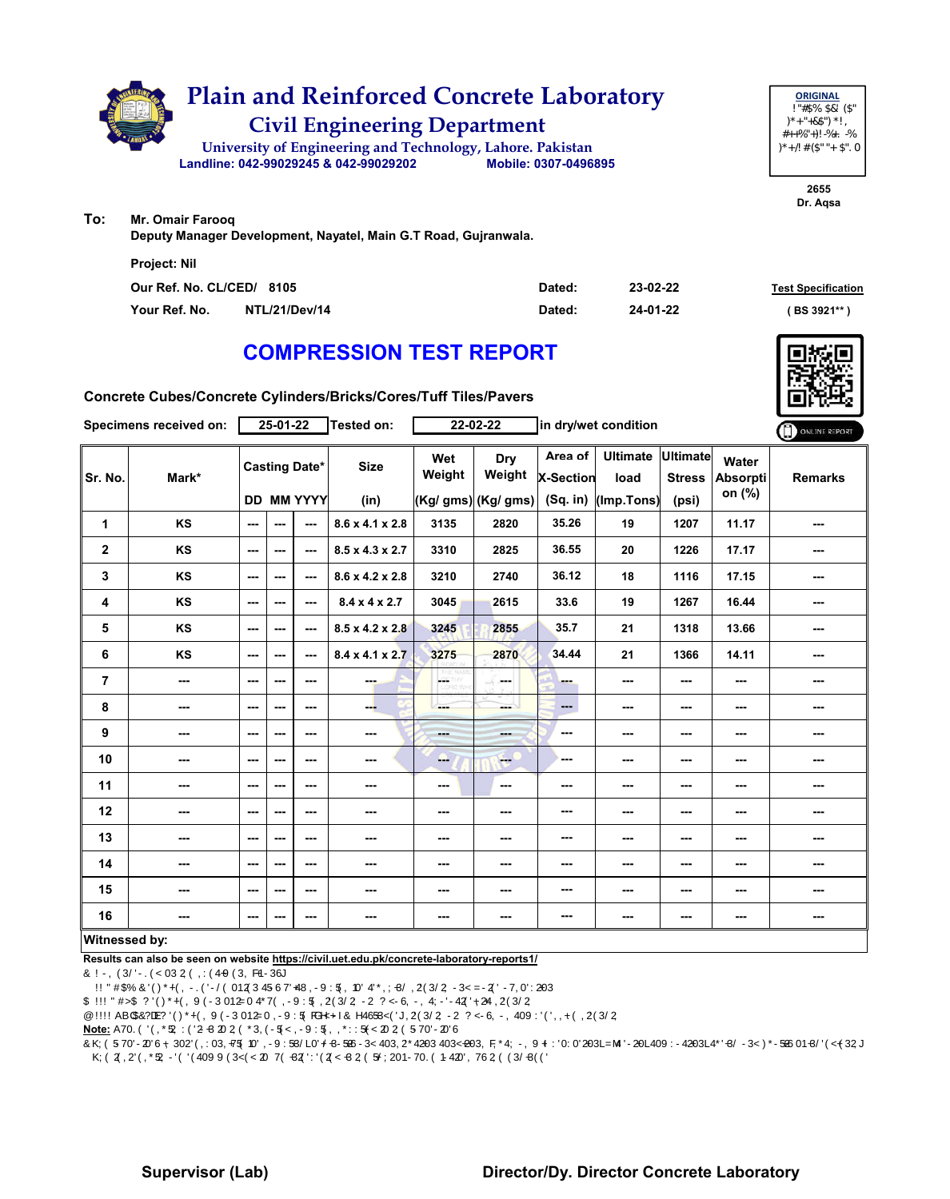# Plain and Reinforced Concrete Laboratory

## Civil Engineering Department

University of Engineering and Technology, Lahore. Pakistan

Landline: 042-99029245 & 042-99029202 Mobile: 0307-0496895

**ORIGINAL**

2655
Dr. Aqsa

**To:** Mr. Omair Farooq
Deputy Manager Development, Nayatel, Main G.T Road, Gujranwala.

Project: Nil

| | | | |
|---|---|---|---|
| Our Ref. No. CL/CED/ 8105 | Dated: | 23-02-22 | Test Specification |
| Your Ref. No. NTL/21/Dev/14 | Dated: | 24-01-22 | ( BS 3921** ) |

## COMPRESSION TEST REPORT

Concrete Cubes/Concrete Cylinders/Bricks/Cores/Tuff Tiles/Pavers

Specimens received on: 25-01-22 Tested on: 22-02-22 in dry/wet condition

| Sr. No. | Mark* | Casting Date* DD | MM | YYYY | Size (in) | Wet Weight (Kg/ gms) | Dry Weight (Kg/ gms) | Area of X-Section (Sq. in) | Ultimate load (Imp.Tons) | Ultimate Stress (psi) | Water Absorption (%) | Remarks |
|---|---|---|---|---|---|---|---|---|---|---|---|---|
| 1 | KS | --- | --- | --- | 8.6 x 4.1 x 2.8 | 3135 | 2820 | 35.26 | 19 | 1207 | 11.17 | --- |
| 2 | KS | --- | --- | --- | 8.5 x 4.3 x 2.7 | 3310 | 2825 | 36.55 | 20 | 1226 | 17.17 | --- |
| 3 | KS | --- | --- | --- | 8.6 x 4.2 x 2.8 | 3210 | 2740 | 36.12 | 18 | 1116 | 17.15 | --- |
| 4 | KS | --- | --- | --- | 8.4 x 4 x 2.7 | 3045 | 2615 | 33.6 | 19 | 1267 | 16.44 | --- |
| 5 | KS | --- | --- | --- | 8.5 x 4.2 x 2.8 | 3245 | 2855 | 35.7 | 21 | 1318 | 13.66 | --- |
| 6 | KS | --- | --- | --- | 8.4 x 4.1 x 2.7 | 3275 | 2870 | 34.44 | 21 | 1366 | 14.11 | --- |
| 7 | --- | --- | --- | --- | --- | --- | --- | --- | --- | --- | --- | --- |
| 8 | --- | --- | --- | --- | --- | --- | --- | --- | --- | --- | --- | --- |
| 9 | --- | --- | --- | --- | --- | --- | --- | --- | --- | --- | --- | --- |
| 10 | --- | --- | --- | --- | --- | --- | --- | --- | --- | --- | --- | --- |
| 11 | --- | --- | --- | --- | --- | --- | --- | --- | --- | --- | --- | --- |
| 12 | --- | --- | --- | --- | --- | --- | --- | --- | --- | --- | --- | --- |
| 13 | --- | --- | --- | --- | --- | --- | --- | --- | --- | --- | --- | --- |
| 14 | --- | --- | --- | --- | --- | --- | --- | --- | --- | --- | --- | --- |
| 15 | --- | --- | --- | --- | --- | --- | --- | --- | --- | --- | --- | --- |
| 16 | --- | --- | --- | --- | --- | --- | --- | --- | --- | --- | --- | --- |

**Witnessed by:**

Results can also be seen on website https://civil.uet.edu.pk/concrete-laboratory-reports1/

**Note:**

Supervisor (Lab) Director/Dy. Director Concrete Laboratory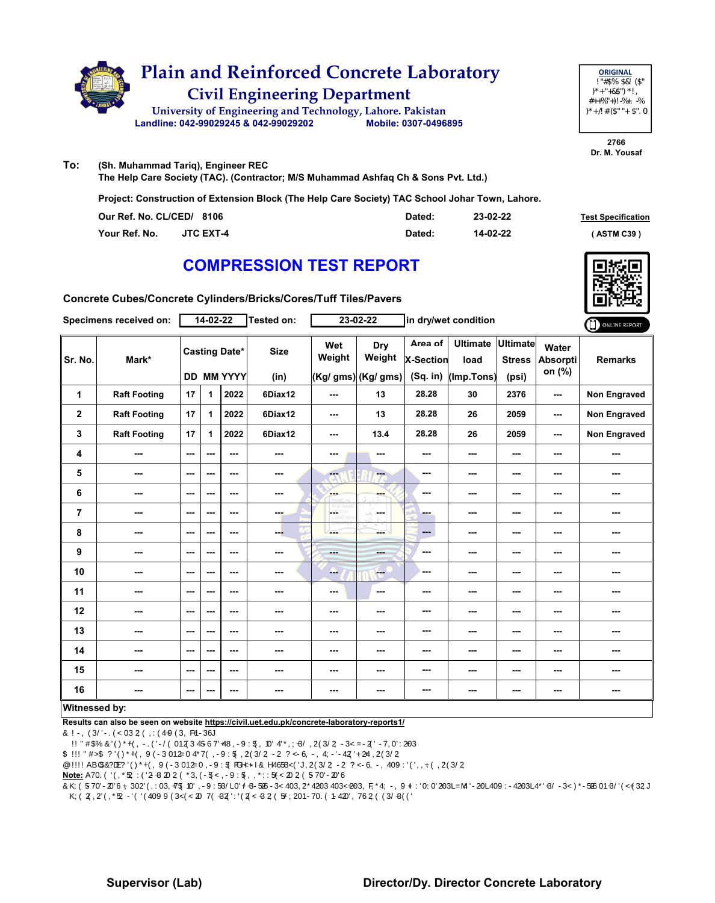# Plain and Reinforced Concrete Laboratory

## Civil Engineering Department

University of Engineering and Technology, Lahore. Pakistan

Landline: 042-99029245 & 042-99029202 Mobile: 0307-0496895

**ORIGINAL**

2766
Dr. M. Yousaf

**To:** (Sh. Muhammad Tariq), Engineer REC
The Help Care Society (TAC). (Contractor; M/S Muhammad Ashfaq Ch & Sons Pvt. Ltd.)

**Project: Construction of Extension Block (The Help Care Society) TAC School Johar Town, Lahore.**

| | | | |
|---|---|---|---|
| Our Ref. No. CL/CED/ 8106 | Dated: | 23-02-22 | Test Specification |
| Your Ref. No. JTC EXT-4 | Dated: | 14-02-22 | ( ASTM C39 ) |

## COMPRESSION TEST REPORT

**Concrete Cubes/Concrete Cylinders/Bricks/Cores/Tuff Tiles/Pavers**

Specimens received on: 14-02-22 Tested on: 23-02-22 in dry/wet condition

ONLINE REPORT

| Sr. No. | Mark* | Casting Date* DD | MM | YYYY | Size (in) | Wet Weight (Kg/ gms) | Dry Weight (Kg/ gms) | Area of X-Section (Sq. in) | Ultimate load (Imp.Tons) | Ultimate Stress (psi) | Water Absorption (%) | Remarks |
|---|---|---|---|---|---|---|---|---|---|---|---|---|
| 1 | Raft Footing | 17 | 1 | 2022 | 6Diax12 | --- | 13 | 28.28 | 30 | 2376 | --- | Non Engraved |
| 2 | Raft Footing | 17 | 1 | 2022 | 6Diax12 | --- | 13 | 28.28 | 26 | 2059 | --- | Non Engraved |
| 3 | Raft Footing | 17 | 1 | 2022 | 6Diax12 | --- | 13.4 | 28.28 | 26 | 2059 | --- | Non Engraved |
| 4 | --- | --- | --- | --- | --- | --- | --- | --- | --- | --- | --- | --- |
| 5 | --- | --- | --- | --- | --- | --- | --- | --- | --- | --- | --- | --- |
| 6 | --- | --- | --- | --- | --- | --- | --- | --- | --- | --- | --- | --- |
| 7 | --- | --- | --- | --- | --- | --- | --- | --- | --- | --- | --- | --- |
| 8 | --- | --- | --- | --- | --- | --- | --- | --- | --- | --- | --- | --- |
| 9 | --- | --- | --- | --- | --- | --- | --- | --- | --- | --- | --- | --- |
| 10 | --- | --- | --- | --- | --- | --- | --- | --- | --- | --- | --- | --- |
| 11 | --- | --- | --- | --- | --- | --- | --- | --- | --- | --- | --- | --- |
| 12 | --- | --- | --- | --- | --- | --- | --- | --- | --- | --- | --- | --- |
| 13 | --- | --- | --- | --- | --- | --- | --- | --- | --- | --- | --- | --- |
| 14 | --- | --- | --- | --- | --- | --- | --- | --- | --- | --- | --- | --- |
| 15 | --- | --- | --- | --- | --- | --- | --- | --- | --- | --- | --- | --- |
| 16 | --- | --- | --- | --- | --- | --- | --- | --- | --- | --- | --- | --- |

**Witnessed by:**

**Results can also be seen on website https://civil.uet.edu.pk/concrete-laboratory-reports1/**

**Note:**

**Supervisor (Lab)** **Director/Dy. Director Concrete Laboratory**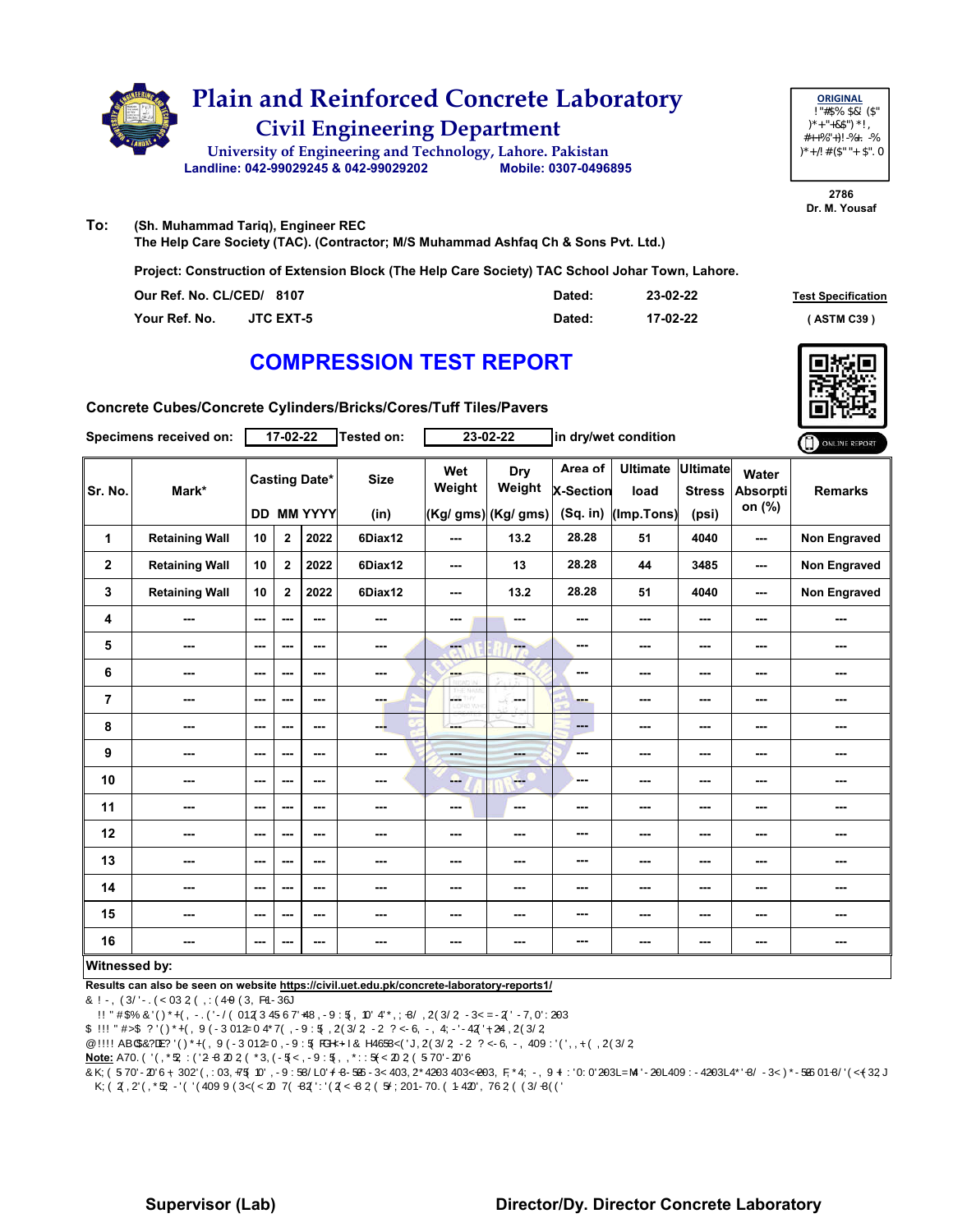# Plain and Reinforced Concrete Laboratory

## Civil Engineering Department

University of Engineering and Technology, Lahore. Pakistan

Landline: 042-99029245 & 042-99029202 Mobile: 0307-0496895

**ORIGINAL**

2786
Dr. M. Yousaf

**To:** (Sh. Muhammad Tariq), Engineer REC
The Help Care Society (TAC). (Contractor; M/S Muhammad Ashfaq Ch & Sons Pvt. Ltd.)

**Project: Construction of Extension Block (The Help Care Society) TAC School Johar Town, Lahore.**

| | | | |
|---|---|---|---|
| Our Ref. No. CL/CED/ 8107 | Dated: | 23-02-22 | Test Specification |
| Your Ref. No. JTC EXT-5 | Dated: | 17-02-22 | ( ASTM C39 ) |

# COMPRESSION TEST REPORT

**Concrete Cubes/Concrete Cylinders/Bricks/Cores/Tuff Tiles/Pavers**

Specimens received on: 17-02-22 Tested on: 23-02-22 in dry/wet condition

| Sr. No. | Mark* | Casting Date* DD | MM | YYYY | Size (in) | Wet Weight (Kg/ gms) | Dry Weight (Kg/ gms) | Area of X-Section (Sq. in) | Ultimate load (Imp.Tons) | Ultimate Stress (psi) | Water Absorption (%) | Remarks |
|---|---|---|---|---|---|---|---|---|---|---|---|---|
| 1 | Retaining Wall | 10 | 2 | 2022 | 6Diax12 | --- | 13.2 | 28.28 | 51 | 4040 | --- | Non Engraved |
| 2 | Retaining Wall | 10 | 2 | 2022 | 6Diax12 | --- | 13 | 28.28 | 44 | 3485 | --- | Non Engraved |
| 3 | Retaining Wall | 10 | 2 | 2022 | 6Diax12 | --- | 13.2 | 28.28 | 51 | 4040 | --- | Non Engraved |
| 4 | --- | --- | --- | --- | --- | --- | --- | --- | --- | --- | --- | --- |
| 5 | --- | --- | --- | --- | --- | --- | --- | --- | --- | --- | --- | --- |
| 6 | --- | --- | --- | --- | --- | --- | --- | --- | --- | --- | --- | --- |
| 7 | --- | --- | --- | --- | --- | --- | --- | --- | --- | --- | --- | --- |
| 8 | --- | --- | --- | --- | --- | --- | --- | --- | --- | --- | --- | --- |
| 9 | --- | --- | --- | --- | --- | --- | --- | --- | --- | --- | --- | --- |
| 10 | --- | --- | --- | --- | --- | --- | --- | --- | --- | --- | --- | --- |
| 11 | --- | --- | --- | --- | --- | --- | --- | --- | --- | --- | --- | --- |
| 12 | --- | --- | --- | --- | --- | --- | --- | --- | --- | --- | --- | --- |
| 13 | --- | --- | --- | --- | --- | --- | --- | --- | --- | --- | --- | --- |
| 14 | --- | --- | --- | --- | --- | --- | --- | --- | --- | --- | --- | --- |
| 15 | --- | --- | --- | --- | --- | --- | --- | --- | --- | --- | --- | --- |
| 16 | --- | --- | --- | --- | --- | --- | --- | --- | --- | --- | --- | --- |

**Witnessed by:**

Results can also be seen on website https://civil.uet.edu.pk/concrete-laboratory-reports1/

**Note:**

Supervisor (Lab) Director/Dy. Director Concrete Laboratory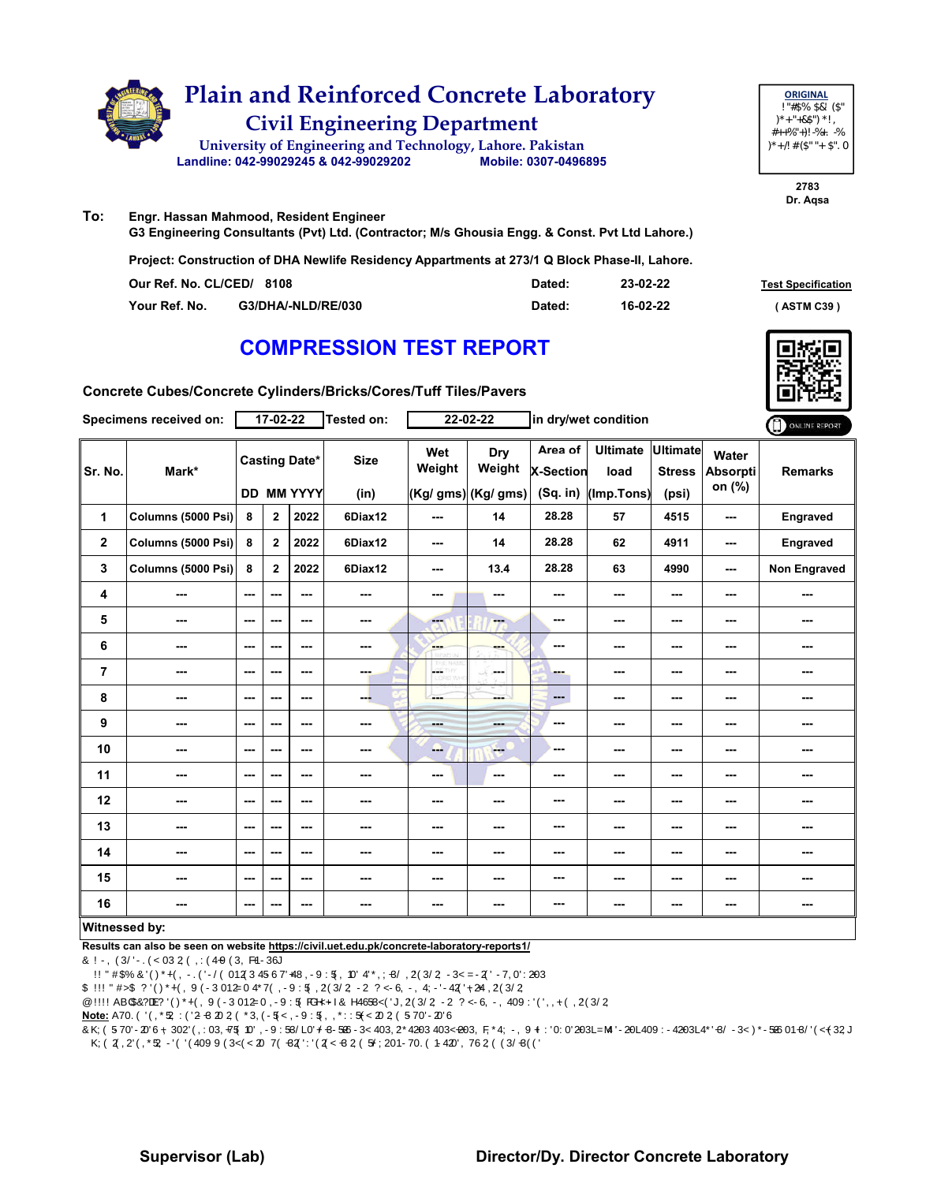# Plain and Reinforced Concrete Laboratory

## Civil Engineering Department

University of Engineering and Technology, Lahore. Pakistan

Landline: 042-99029245 & 042-99029202 Mobile: 0307-0496895

**ORIGINAL**

2783
Dr. Aqsa

**To:** Engr. Hassan Mahmood, Resident Engineer
G3 Engineering Consultants (Pvt) Ltd. (Contractor; M/s Ghousia Engg. & Const. Pvt Ltd Lahore.)

**Project: Construction of DHA Newlife Residency Appartments at 273/1 Q Block Phase-II, Lahore.**

| | | | |
|---|---|---|---|
| Our Ref. No. CL/CED/ 8108 | | Dated: | 23-02-22 |
| Your Ref. No. | G3/DHA/-NLD/RE/030 | Dated: | 16-02-22 |

**Test Specification**
( ASTM C39 )

## COMPRESSION TEST REPORT

**Concrete Cubes/Concrete Cylinders/Bricks/Cores/Tuff Tiles/Pavers**

Specimens received on: 17-02-22 Tested on: 22-02-22 in dry/wet condition

| Sr. No. | Mark* | Casting Date* DD | MM | YYYY | Size (in) | Wet Weight (Kg/ gms) | Dry Weight (Kg/ gms) | Area of X-Section (Sq. in) | Ultimate load (Imp.Tons) | Ultimate Stress (psi) | Water Absorption (%) | Remarks |
|---|---|---|---|---|---|---|---|---|---|---|---|---|
| 1 | Columns (5000 Psi) | 8 | 2 | 2022 | 6Diax12 | --- | 14 | 28.28 | 57 | 4515 | --- | Engraved |
| 2 | Columns (5000 Psi) | 8 | 2 | 2022 | 6Diax12 | --- | 14 | 28.28 | 62 | 4911 | --- | Engraved |
| 3 | Columns (5000 Psi) | 8 | 2 | 2022 | 6Diax12 | --- | 13.4 | 28.28 | 63 | 4990 | --- | Non Engraved |
| 4 | --- | --- | --- | --- | --- | --- | --- | --- | --- | --- | --- | --- |
| 5 | --- | --- | --- | --- | --- | --- | --- | --- | --- | --- | --- | --- |
| 6 | --- | --- | --- | --- | --- | --- | --- | --- | --- | --- | --- | --- |
| 7 | --- | --- | --- | --- | --- | --- | --- | --- | --- | --- | --- | --- |
| 8 | --- | --- | --- | --- | --- | --- | --- | --- | --- | --- | --- | --- |
| 9 | --- | --- | --- | --- | --- | --- | --- | --- | --- | --- | --- | --- |
| 10 | --- | --- | --- | --- | --- | --- | --- | --- | --- | --- | --- | --- |
| 11 | --- | --- | --- | --- | --- | --- | --- | --- | --- | --- | --- | --- |
| 12 | --- | --- | --- | --- | --- | --- | --- | --- | --- | --- | --- | --- |
| 13 | --- | --- | --- | --- | --- | --- | --- | --- | --- | --- | --- | --- |
| 14 | --- | --- | --- | --- | --- | --- | --- | --- | --- | --- | --- | --- |
| 15 | --- | --- | --- | --- | --- | --- | --- | --- | --- | --- | --- | --- |
| 16 | --- | --- | --- | --- | --- | --- | --- | --- | --- | --- | --- | --- |

**Witnessed by:**

**Results can also be seen on website https://civil.uet.edu.pk/concrete-laboratory-reports1/**

**Note:**

**Supervisor (Lab)**

**Director/Dy. Director Concrete Laboratory**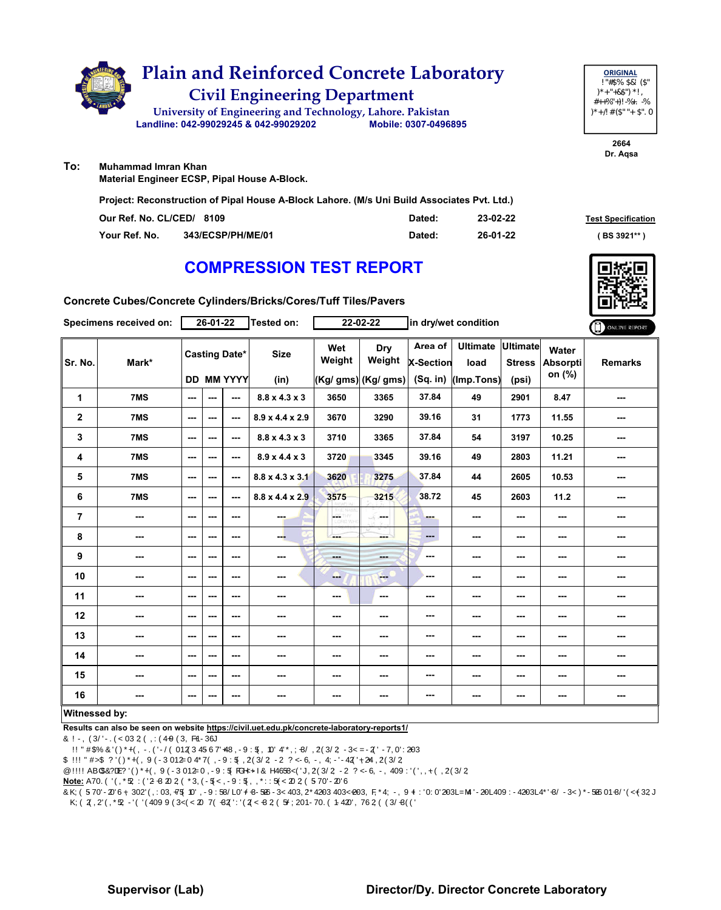# Plain and Reinforced Concrete Laboratory

## Civil Engineering Department

University of Engineering and Technology, Lahore. Pakistan

Landline: 042-99029245 & 042-99029202 Mobile: 0307-0496895

**ORIGINAL**

2664
Dr. Aqsa

**To:** Muhammad Imran Khan
Material Engineer ECSP, Pipal House A-Block.

Project: Reconstruction of Pipal House A-Block Lahore. (M/s Uni Build Associates Pvt. Ltd.)

Our Ref. No. CL/CED/ 8109 Dated: 23-02-22

Your Ref. No. 343/ECSP/PH/ME/01 Dated: 26-01-22

Test Specification ( BS 3921** )

# COMPRESSION TEST REPORT

Concrete Cubes/Concrete Cylinders/Bricks/Cores/Tuff Tiles/Pavers

Specimens received on: 26-01-22 Tested on: 22-02-22 in dry/wet condition

ONLINE REPORT

| Sr. No. | Mark* | Casting Date* | | | Size | Wet Weight | Dry Weight | Area of X-Section | Ultimate load | Ultimate Stress | Water Absorption (%) | Remarks |
|---|---|---|---|---|---|---|---|---|---|---|---|---|
| | | DD | MM | YYYY | (in) | (Kg/ gms) | (Kg/ gms) | (Sq. in) | (Imp.Tons) | (psi) | | |
| 1 | 7MS | --- | --- | --- | 8.8 x 4.3 x 3 | 3650 | 3365 | 37.84 | 49 | 2901 | 8.47 | --- |
| 2 | 7MS | --- | --- | --- | 8.9 x 4.4 x 2.9 | 3670 | 3290 | 39.16 | 31 | 1773 | 11.55 | --- |
| 3 | 7MS | --- | --- | --- | 8.8 x 4.3 x 3 | 3710 | 3365 | 37.84 | 54 | 3197 | 10.25 | --- |
| 4 | 7MS | --- | --- | --- | 8.9 x 4.4 x 3 | 3720 | 3345 | 39.16 | 49 | 2803 | 11.21 | --- |
| 5 | 7MS | --- | --- | --- | 8.8 x 4.3 x 3.1 | 3620 | 3275 | 37.84 | 44 | 2605 | 10.53 | --- |
| 6 | 7MS | --- | --- | --- | 8.8 x 4.4 x 2.9 | 3575 | 3215 | 38.72 | 45 | 2603 | 11.2 | --- |
| 7 | --- | --- | --- | --- | --- | --- | --- | --- | --- | --- | --- | --- |
| 8 | --- | --- | --- | --- | --- | --- | --- | --- | --- | --- | --- | --- |
| 9 | --- | --- | --- | --- | --- | --- | --- | --- | --- | --- | --- | --- |
| 10 | --- | --- | --- | --- | --- | --- | --- | --- | --- | --- | --- | --- |
| 11 | --- | --- | --- | --- | --- | --- | --- | --- | --- | --- | --- | --- |
| 12 | --- | --- | --- | --- | --- | --- | --- | --- | --- | --- | --- | --- |
| 13 | --- | --- | --- | --- | --- | --- | --- | --- | --- | --- | --- | --- |
| 14 | --- | --- | --- | --- | --- | --- | --- | --- | --- | --- | --- | --- |
| 15 | --- | --- | --- | --- | --- | --- | --- | --- | --- | --- | --- | --- |
| 16 | --- | --- | --- | --- | --- | --- | --- | --- | --- | --- | --- | --- |

Witnessed by:

Results can also be seen on website https://civil.uet.edu.pk/concrete-laboratory-reports1/

**Note:**

Supervisor (Lab) Director/Dy. Director Concrete Laboratory